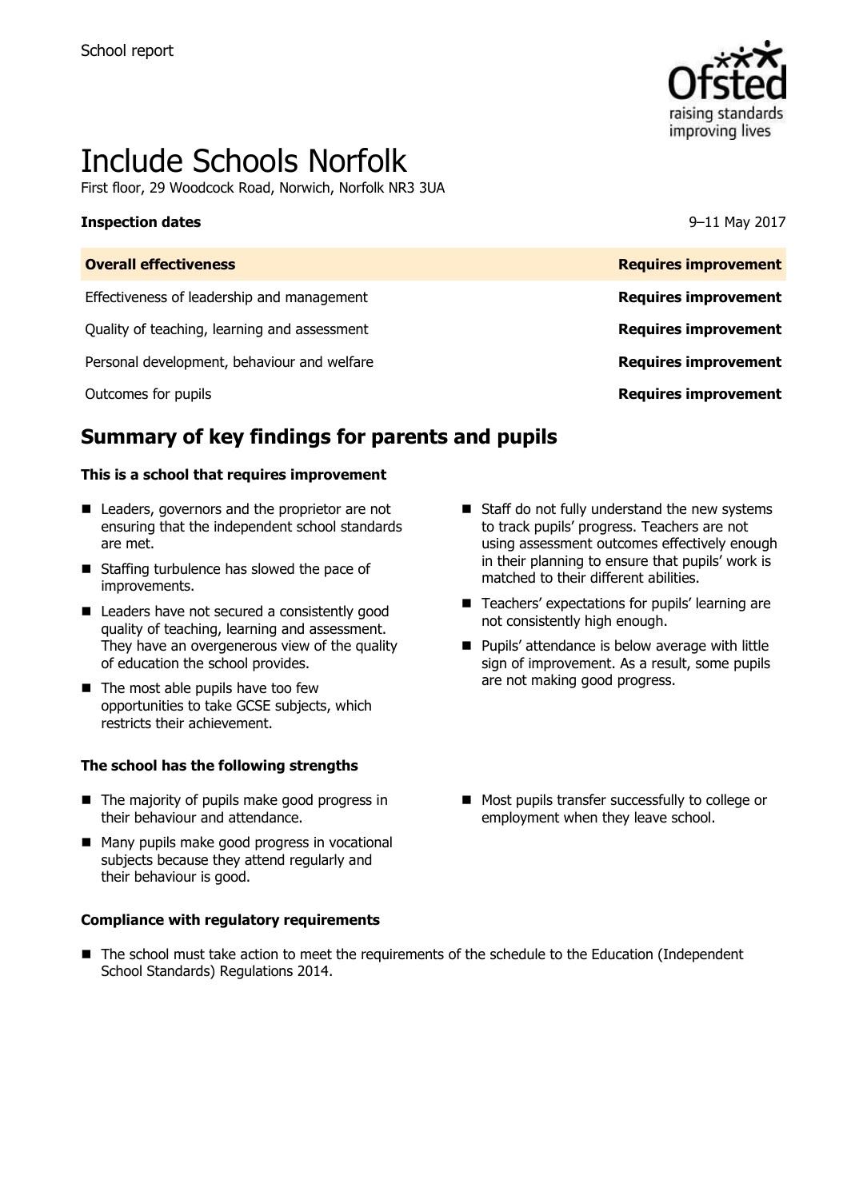School report

# Include Schools Norfolk

First floor, 29 Woodcock Road, Norwich, Norfolk NR3 3UA

**Inspection dates** 9–11 May 2017

| **Overall effectiveness** | **Requires improvement** |
| --- | --- |
| Effectiveness of leadership and management | **Requires improvement** |
| Quality of teaching, learning and assessment | **Requires improvement** |
| Personal development, behaviour and welfare | **Requires improvement** |
| Outcomes for pupils | **Requires improvement** |

## Summary of key findings for parents and pupils

### This is a school that requires improvement

- Leaders, governors and the proprietor are not ensuring that the independent school standards are met.
- Staffing turbulence has slowed the pace of improvements.
- Leaders have not secured a consistently good quality of teaching, learning and assessment. They have an overgenerous view of the quality of education the school provides.
- The most able pupils have too few opportunities to take GCSE subjects, which restricts their achievement.
- Staff do not fully understand the new systems to track pupils' progress. Teachers are not using assessment outcomes effectively enough in their planning to ensure that pupils' work is matched to their different abilities.
- Teachers' expectations for pupils' learning are not consistently high enough.
- Pupils' attendance is below average with little sign of improvement. As a result, some pupils are not making good progress.

### The school has the following strengths

- The majority of pupils make good progress in their behaviour and attendance.
- Many pupils make good progress in vocational subjects because they attend regularly and their behaviour is good.
- Most pupils transfer successfully to college or employment when they leave school.

### Compliance with regulatory requirements

- The school must take action to meet the requirements of the schedule to the Education (Independent School Standards) Regulations 2014.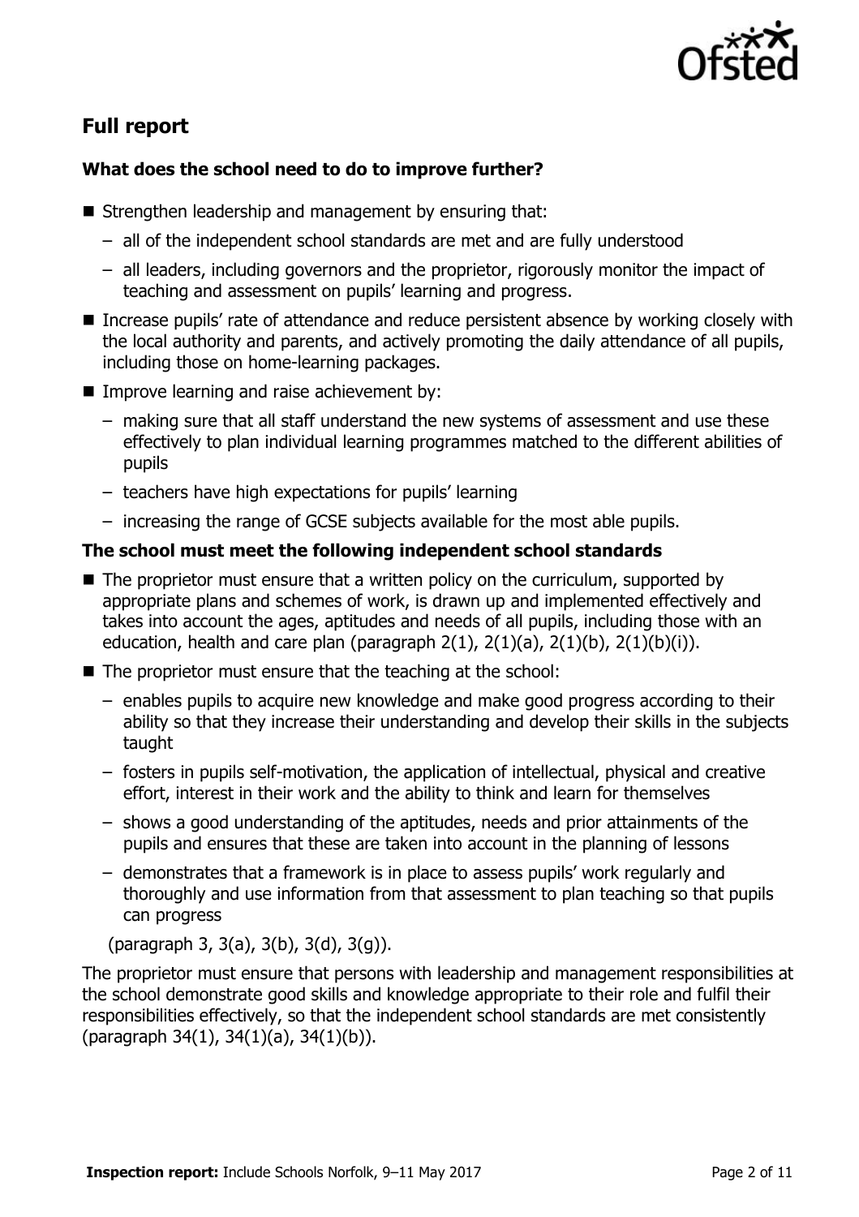## Full report

### What does the school need to do to improve further?

- Strengthen leadership and management by ensuring that:
  - all of the independent school standards are met and are fully understood
  - all leaders, including governors and the proprietor, rigorously monitor the impact of teaching and assessment on pupils' learning and progress.
- Increase pupils' rate of attendance and reduce persistent absence by working closely with the local authority and parents, and actively promoting the daily attendance of all pupils, including those on home-learning packages.
- Improve learning and raise achievement by:
  - making sure that all staff understand the new systems of assessment and use these effectively to plan individual learning programmes matched to the different abilities of pupils
  - teachers have high expectations for pupils' learning
  - increasing the range of GCSE subjects available for the most able pupils.

### The school must meet the following independent school standards

- The proprietor must ensure that a written policy on the curriculum, supported by appropriate plans and schemes of work, is drawn up and implemented effectively and takes into account the ages, aptitudes and needs of all pupils, including those with an education, health and care plan (paragraph 2(1), 2(1)(a), 2(1)(b), 2(1)(b)(i)).
- The proprietor must ensure that the teaching at the school:
  - enables pupils to acquire new knowledge and make good progress according to their ability so that they increase their understanding and develop their skills in the subjects taught
  - fosters in pupils self-motivation, the application of intellectual, physical and creative effort, interest in their work and the ability to think and learn for themselves
  - shows a good understanding of the aptitudes, needs and prior attainments of the pupils and ensures that these are taken into account in the planning of lessons
  - demonstrates that a framework is in place to assess pupils' work regularly and thoroughly and use information from that assessment to plan teaching so that pupils can progress

  (paragraph 3, 3(a), 3(b), 3(d), 3(g)).

The proprietor must ensure that persons with leadership and management responsibilities at the school demonstrate good skills and knowledge appropriate to their role and fulfil their responsibilities effectively, so that the independent school standards are met consistently (paragraph 34(1), 34(1)(a), 34(1)(b)).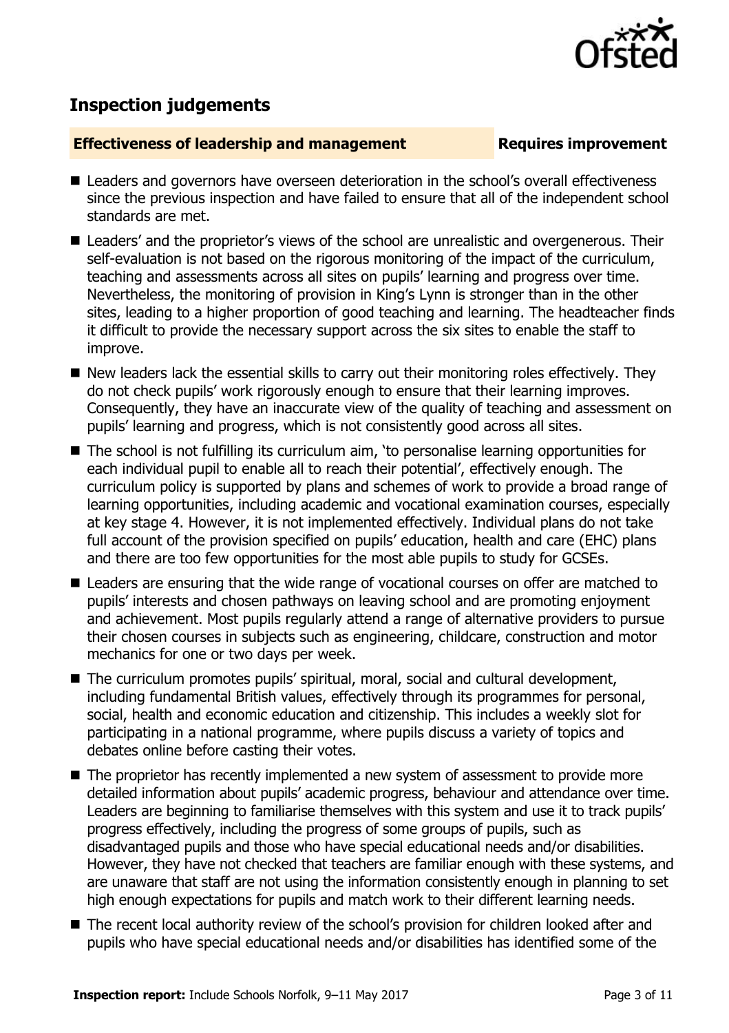## Inspection judgements

**Effectiveness of leadership and management** **Requires improvement**

- Leaders and governors have overseen deterioration in the school's overall effectiveness since the previous inspection and have failed to ensure that all of the independent school standards are met.
- Leaders' and the proprietor's views of the school are unrealistic and overgenerous. Their self-evaluation is not based on the rigorous monitoring of the impact of the curriculum, teaching and assessments across all sites on pupils' learning and progress over time. Nevertheless, the monitoring of provision in King's Lynn is stronger than in the other sites, leading to a higher proportion of good teaching and learning. The headteacher finds it difficult to provide the necessary support across the six sites to enable the staff to improve.
- New leaders lack the essential skills to carry out their monitoring roles effectively. They do not check pupils' work rigorously enough to ensure that their learning improves. Consequently, they have an inaccurate view of the quality of teaching and assessment on pupils' learning and progress, which is not consistently good across all sites.
- The school is not fulfilling its curriculum aim, 'to personalise learning opportunities for each individual pupil to enable all to reach their potential', effectively enough. The curriculum policy is supported by plans and schemes of work to provide a broad range of learning opportunities, including academic and vocational examination courses, especially at key stage 4. However, it is not implemented effectively. Individual plans do not take full account of the provision specified on pupils' education, health and care (EHC) plans and there are too few opportunities for the most able pupils to study for GCSEs.
- Leaders are ensuring that the wide range of vocational courses on offer are matched to pupils' interests and chosen pathways on leaving school and are promoting enjoyment and achievement. Most pupils regularly attend a range of alternative providers to pursue their chosen courses in subjects such as engineering, childcare, construction and motor mechanics for one or two days per week.
- The curriculum promotes pupils' spiritual, moral, social and cultural development, including fundamental British values, effectively through its programmes for personal, social, health and economic education and citizenship. This includes a weekly slot for participating in a national programme, where pupils discuss a variety of topics and debates online before casting their votes.
- The proprietor has recently implemented a new system of assessment to provide more detailed information about pupils' academic progress, behaviour and attendance over time. Leaders are beginning to familiarise themselves with this system and use it to track pupils' progress effectively, including the progress of some groups of pupils, such as disadvantaged pupils and those who have special educational needs and/or disabilities. However, they have not checked that teachers are familiar enough with these systems, and are unaware that staff are not using the information consistently enough in planning to set high enough expectations for pupils and match work to their different learning needs.
- The recent local authority review of the school's provision for children looked after and pupils who have special educational needs and/or disabilities has identified some of the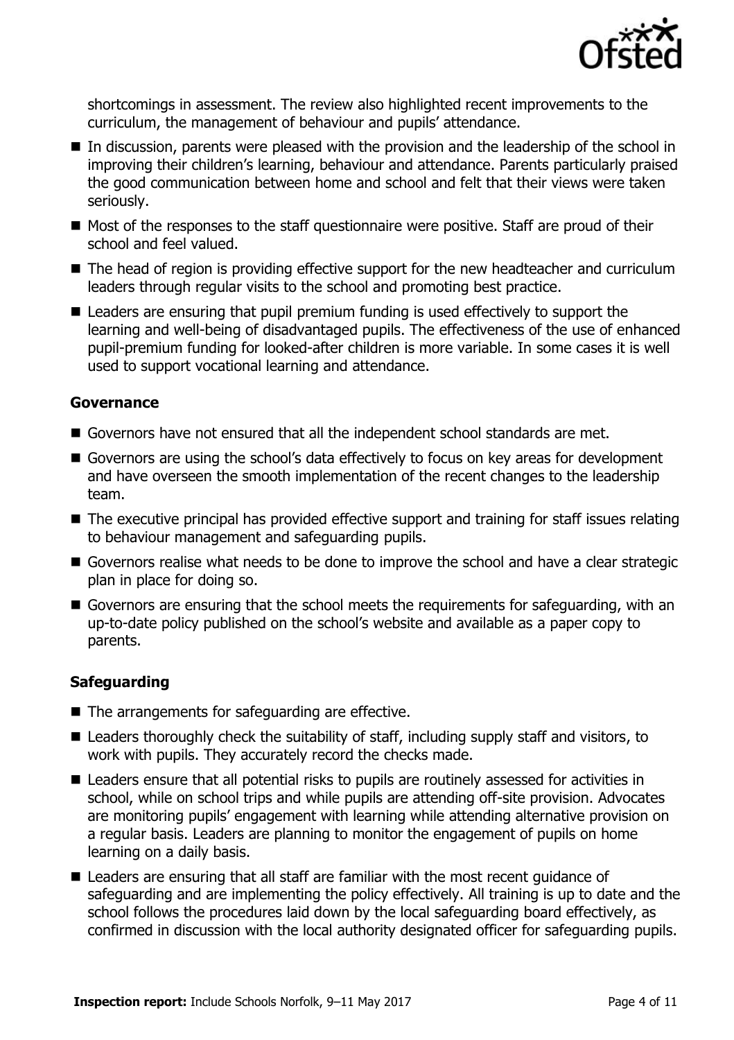shortcomings in assessment. The review also highlighted recent improvements to the curriculum, the management of behaviour and pupils' attendance.

- In discussion, parents were pleased with the provision and the leadership of the school in improving their children's learning, behaviour and attendance. Parents particularly praised the good communication between home and school and felt that their views were taken seriously.
- Most of the responses to the staff questionnaire were positive. Staff are proud of their school and feel valued.
- The head of region is providing effective support for the new headteacher and curriculum leaders through regular visits to the school and promoting best practice.
- Leaders are ensuring that pupil premium funding is used effectively to support the learning and well-being of disadvantaged pupils. The effectiveness of the use of enhanced pupil-premium funding for looked-after children is more variable. In some cases it is well used to support vocational learning and attendance.

### Governance

- Governors have not ensured that all the independent school standards are met.
- Governors are using the school's data effectively to focus on key areas for development and have overseen the smooth implementation of the recent changes to the leadership team.
- The executive principal has provided effective support and training for staff issues relating to behaviour management and safeguarding pupils.
- Governors realise what needs to be done to improve the school and have a clear strategic plan in place for doing so.
- Governors are ensuring that the school meets the requirements for safeguarding, with an up-to-date policy published on the school's website and available as a paper copy to parents.

### Safeguarding

- The arrangements for safeguarding are effective.
- Leaders thoroughly check the suitability of staff, including supply staff and visitors, to work with pupils. They accurately record the checks made.
- Leaders ensure that all potential risks to pupils are routinely assessed for activities in school, while on school trips and while pupils are attending off-site provision. Advocates are monitoring pupils' engagement with learning while attending alternative provision on a regular basis. Leaders are planning to monitor the engagement of pupils on home learning on a daily basis.
- Leaders are ensuring that all staff are familiar with the most recent guidance of safeguarding and are implementing the policy effectively. All training is up to date and the school follows the procedures laid down by the local safeguarding board effectively, as confirmed in discussion with the local authority designated officer for safeguarding pupils.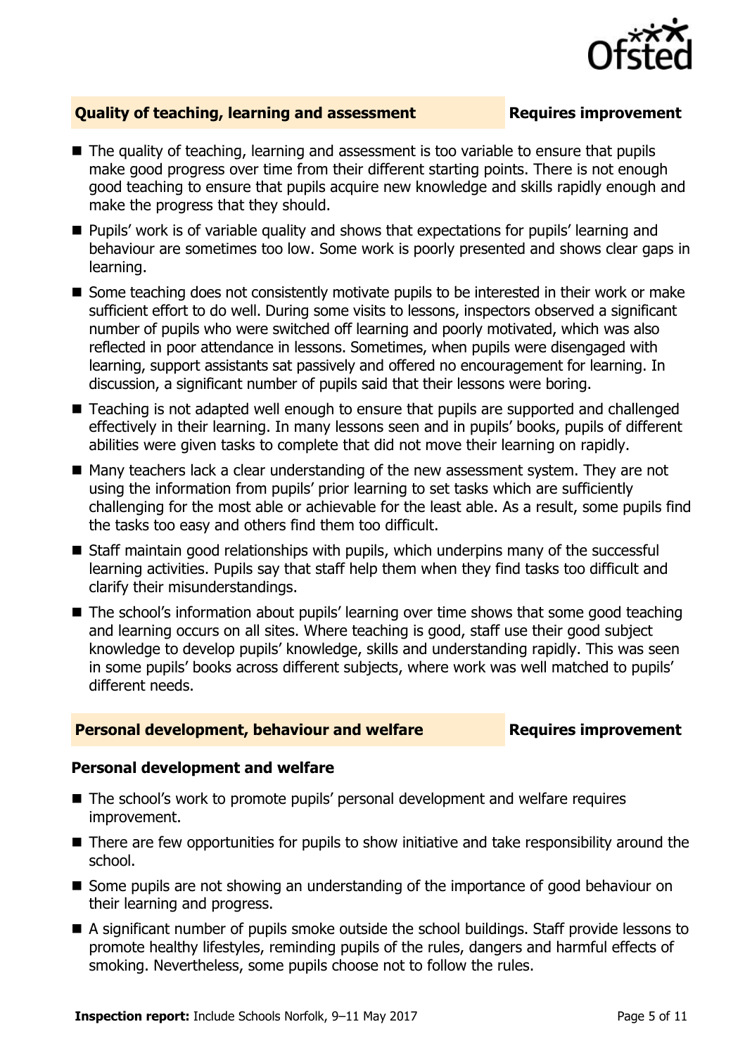## Quality of teaching, learning and assessment — Requires improvement

- The quality of teaching, learning and assessment is too variable to ensure that pupils make good progress over time from their different starting points. There is not enough good teaching to ensure that pupils acquire new knowledge and skills rapidly enough and make the progress that they should.
- Pupils' work is of variable quality and shows that expectations for pupils' learning and behaviour are sometimes too low. Some work is poorly presented and shows clear gaps in learning.
- Some teaching does not consistently motivate pupils to be interested in their work or make sufficient effort to do well. During some visits to lessons, inspectors observed a significant number of pupils who were switched off learning and poorly motivated, which was also reflected in poor attendance in lessons. Sometimes, when pupils were disengaged with learning, support assistants sat passively and offered no encouragement for learning. In discussion, a significant number of pupils said that their lessons were boring.
- Teaching is not adapted well enough to ensure that pupils are supported and challenged effectively in their learning. In many lessons seen and in pupils' books, pupils of different abilities were given tasks to complete that did not move their learning on rapidly.
- Many teachers lack a clear understanding of the new assessment system. They are not using the information from pupils' prior learning to set tasks which are sufficiently challenging for the most able or achievable for the least able. As a result, some pupils find the tasks too easy and others find them too difficult.
- Staff maintain good relationships with pupils, which underpins many of the successful learning activities. Pupils say that staff help them when they find tasks too difficult and clarify their misunderstandings.
- The school's information about pupils' learning over time shows that some good teaching and learning occurs on all sites. Where teaching is good, staff use their good subject knowledge to develop pupils' knowledge, skills and understanding rapidly. This was seen in some pupils' books across different subjects, where work was well matched to pupils' different needs.

## Personal development, behaviour and welfare — Requires improvement

### Personal development and welfare

- The school's work to promote pupils' personal development and welfare requires improvement.
- There are few opportunities for pupils to show initiative and take responsibility around the school.
- Some pupils are not showing an understanding of the importance of good behaviour on their learning and progress.
- A significant number of pupils smoke outside the school buildings. Staff provide lessons to promote healthy lifestyles, reminding pupils of the rules, dangers and harmful effects of smoking. Nevertheless, some pupils choose not to follow the rules.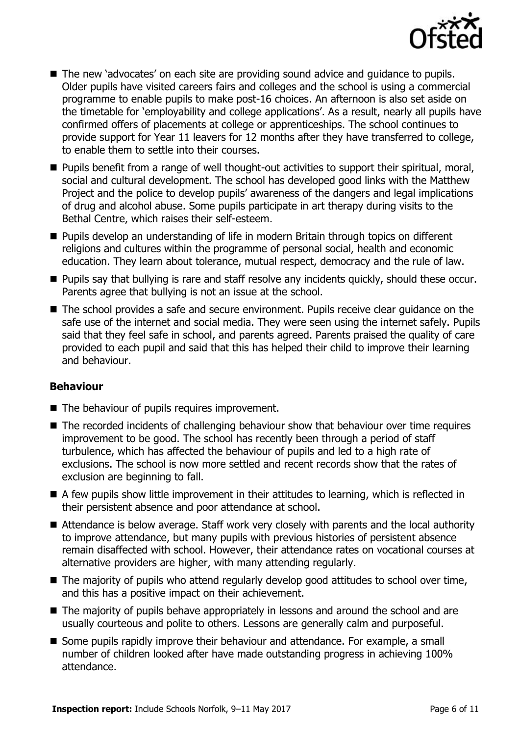- The new 'advocates' on each site are providing sound advice and guidance to pupils. Older pupils have visited careers fairs and colleges and the school is using a commercial programme to enable pupils to make post-16 choices. An afternoon is also set aside on the timetable for 'employability and college applications'. As a result, nearly all pupils have confirmed offers of placements at college or apprenticeships. The school continues to provide support for Year 11 leavers for 12 months after they have transferred to college, to enable them to settle into their courses.
- Pupils benefit from a range of well thought-out activities to support their spiritual, moral, social and cultural development. The school has developed good links with the Matthew Project and the police to develop pupils' awareness of the dangers and legal implications of drug and alcohol abuse. Some pupils participate in art therapy during visits to the Bethal Centre, which raises their self-esteem.
- Pupils develop an understanding of life in modern Britain through topics on different religions and cultures within the programme of personal social, health and economic education. They learn about tolerance, mutual respect, democracy and the rule of law.
- Pupils say that bullying is rare and staff resolve any incidents quickly, should these occur. Parents agree that bullying is not an issue at the school.
- The school provides a safe and secure environment. Pupils receive clear guidance on the safe use of the internet and social media. They were seen using the internet safely. Pupils said that they feel safe in school, and parents agreed. Parents praised the quality of care provided to each pupil and said that this has helped their child to improve their learning and behaviour.

### Behaviour

- The behaviour of pupils requires improvement.
- The recorded incidents of challenging behaviour show that behaviour over time requires improvement to be good. The school has recently been through a period of staff turbulence, which has affected the behaviour of pupils and led to a high rate of exclusions. The school is now more settled and recent records show that the rates of exclusion are beginning to fall.
- A few pupils show little improvement in their attitudes to learning, which is reflected in their persistent absence and poor attendance at school.
- Attendance is below average. Staff work very closely with parents and the local authority to improve attendance, but many pupils with previous histories of persistent absence remain disaffected with school. However, their attendance rates on vocational courses at alternative providers are higher, with many attending regularly.
- The majority of pupils who attend regularly develop good attitudes to school over time, and this has a positive impact on their achievement.
- The majority of pupils behave appropriately in lessons and around the school and are usually courteous and polite to others. Lessons are generally calm and purposeful.
- Some pupils rapidly improve their behaviour and attendance. For example, a small number of children looked after have made outstanding progress in achieving 100% attendance.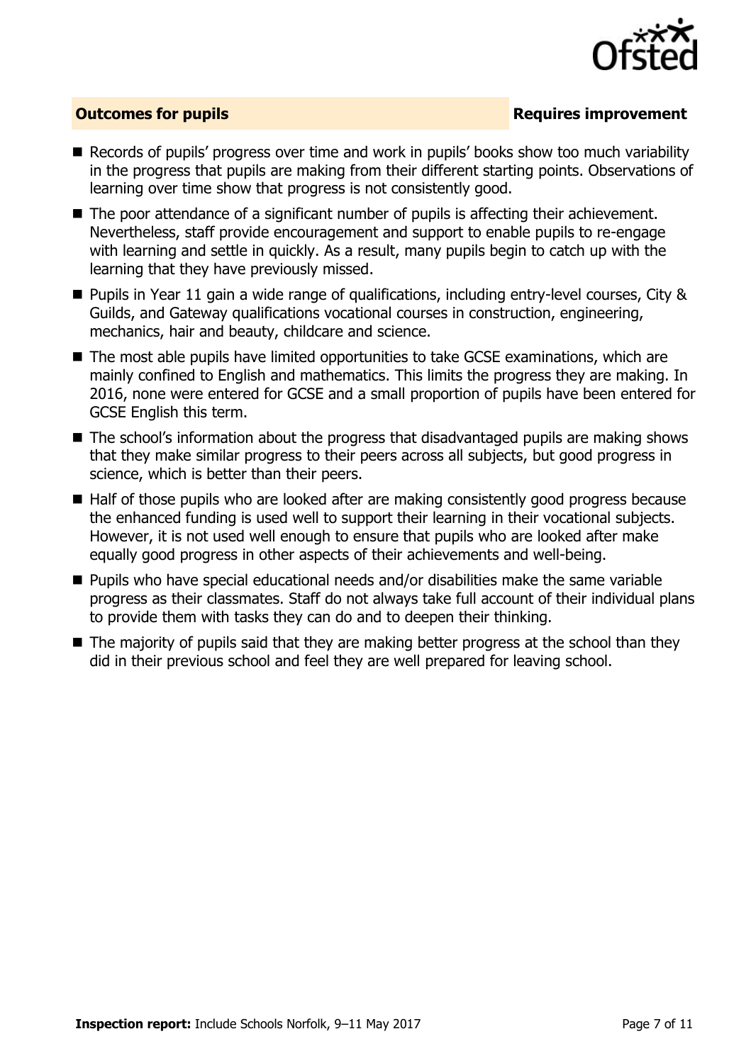## Outcomes for pupils — Requires improvement

- Records of pupils' progress over time and work in pupils' books show too much variability in the progress that pupils are making from their different starting points. Observations of learning over time show that progress is not consistently good.
- The poor attendance of a significant number of pupils is affecting their achievement. Nevertheless, staff provide encouragement and support to enable pupils to re-engage with learning and settle in quickly. As a result, many pupils begin to catch up with the learning that they have previously missed.
- Pupils in Year 11 gain a wide range of qualifications, including entry-level courses, City & Guilds, and Gateway qualifications vocational courses in construction, engineering, mechanics, hair and beauty, childcare and science.
- The most able pupils have limited opportunities to take GCSE examinations, which are mainly confined to English and mathematics. This limits the progress they are making. In 2016, none were entered for GCSE and a small proportion of pupils have been entered for GCSE English this term.
- The school's information about the progress that disadvantaged pupils are making shows that they make similar progress to their peers across all subjects, but good progress in science, which is better than their peers.
- Half of those pupils who are looked after are making consistently good progress because the enhanced funding is used well to support their learning in their vocational subjects. However, it is not used well enough to ensure that pupils who are looked after make equally good progress in other aspects of their achievements and well-being.
- Pupils who have special educational needs and/or disabilities make the same variable progress as their classmates. Staff do not always take full account of their individual plans to provide them with tasks they can do and to deepen their thinking.
- The majority of pupils said that they are making better progress at the school than they did in their previous school and feel they are well prepared for leaving school.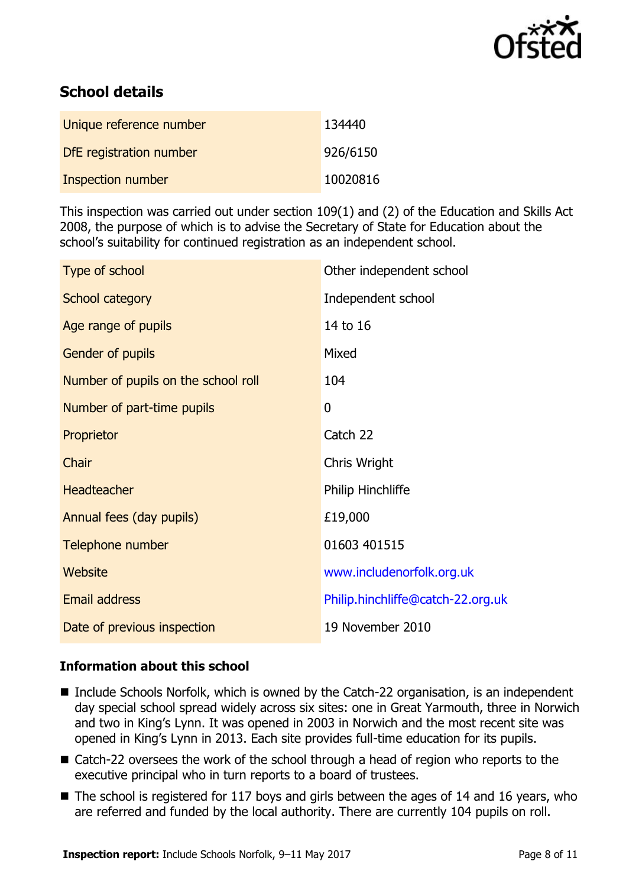## School details

| | |
|---|---|
| Unique reference number | 134440 |
| DfE registration number | 926/6150 |
| Inspection number | 10020816 |

This inspection was carried out under section 109(1) and (2) of the Education and Skills Act 2008, the purpose of which is to advise the Secretary of State for Education about the school's suitability for continued registration as an independent school.

| | |
|---|---|
| Type of school | Other independent school |
| School category | Independent school |
| Age range of pupils | 14 to 16 |
| Gender of pupils | Mixed |
| Number of pupils on the school roll | 104 |
| Number of part-time pupils | 0 |
| Proprietor | Catch 22 |
| Chair | Chris Wright |
| Headteacher | Philip Hinchliffe |
| Annual fees (day pupils) | £19,000 |
| Telephone number | 01603 401515 |
| Website | www.includenorfolk.org.uk |
| Email address | Philip.hinchliffe@catch-22.org.uk |
| Date of previous inspection | 19 November 2010 |

### Information about this school

- Include Schools Norfolk, which is owned by the Catch-22 organisation, is an independent day special school spread widely across six sites: one in Great Yarmouth, three in Norwich and two in King's Lynn. It was opened in 2003 in Norwich and the most recent site was opened in King's Lynn in 2013. Each site provides full-time education for its pupils.
- Catch-22 oversees the work of the school through a head of region who reports to the executive principal who in turn reports to a board of trustees.
- The school is registered for 117 boys and girls between the ages of 14 and 16 years, who are referred and funded by the local authority. There are currently 104 pupils on roll.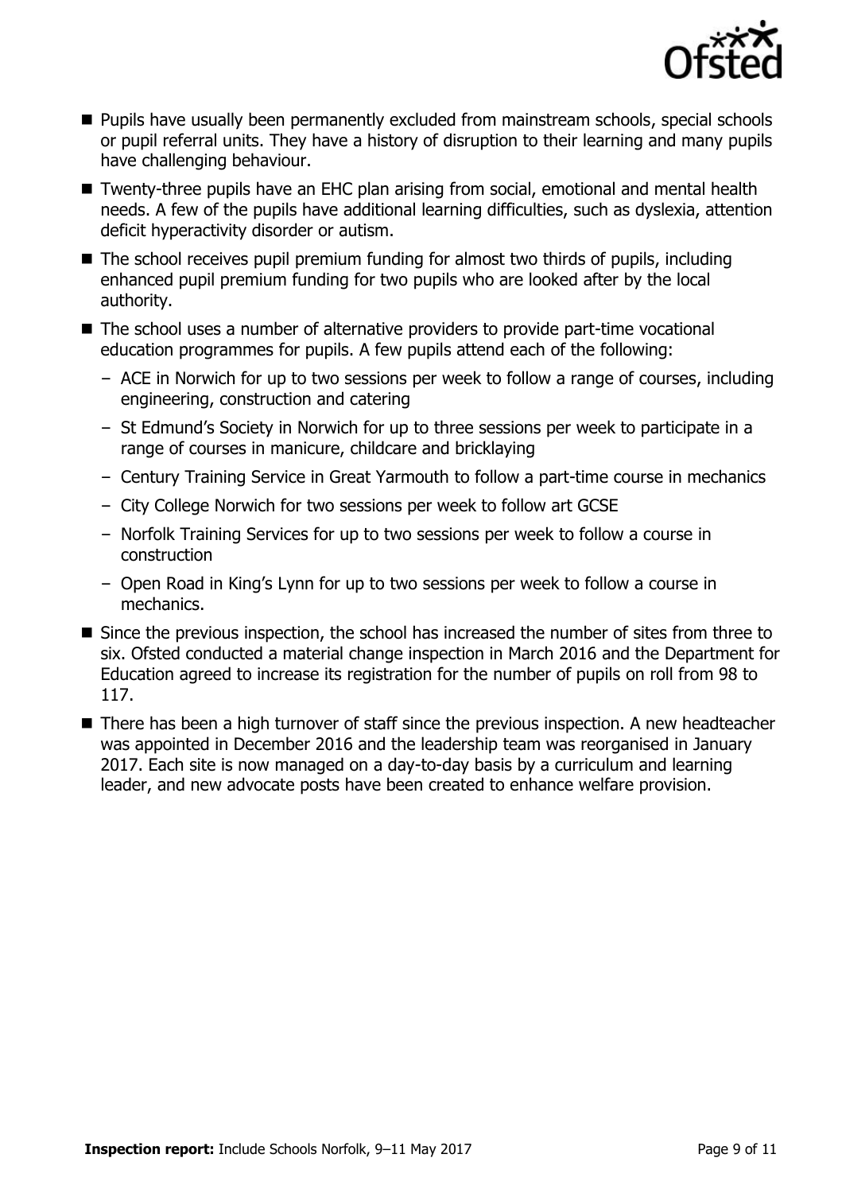- Pupils have usually been permanently excluded from mainstream schools, special schools or pupil referral units. They have a history of disruption to their learning and many pupils have challenging behaviour.
- Twenty-three pupils have an EHC plan arising from social, emotional and mental health needs. A few of the pupils have additional learning difficulties, such as dyslexia, attention deficit hyperactivity disorder or autism.
- The school receives pupil premium funding for almost two thirds of pupils, including enhanced pupil premium funding for two pupils who are looked after by the local authority.
- The school uses a number of alternative providers to provide part-time vocational education programmes for pupils. A few pupils attend each of the following:
  - ACE in Norwich for up to two sessions per week to follow a range of courses, including engineering, construction and catering
  - St Edmund's Society in Norwich for up to three sessions per week to participate in a range of courses in manicure, childcare and bricklaying
  - Century Training Service in Great Yarmouth to follow a part-time course in mechanics
  - City College Norwich for two sessions per week to follow art GCSE
  - Norfolk Training Services for up to two sessions per week to follow a course in construction
  - Open Road in King's Lynn for up to two sessions per week to follow a course in mechanics.
- Since the previous inspection, the school has increased the number of sites from three to six. Ofsted conducted a material change inspection in March 2016 and the Department for Education agreed to increase its registration for the number of pupils on roll from 98 to 117.
- There has been a high turnover of staff since the previous inspection. A new headteacher was appointed in December 2016 and the leadership team was reorganised in January 2017. Each site is now managed on a day-to-day basis by a curriculum and learning leader, and new advocate posts have been created to enhance welfare provision.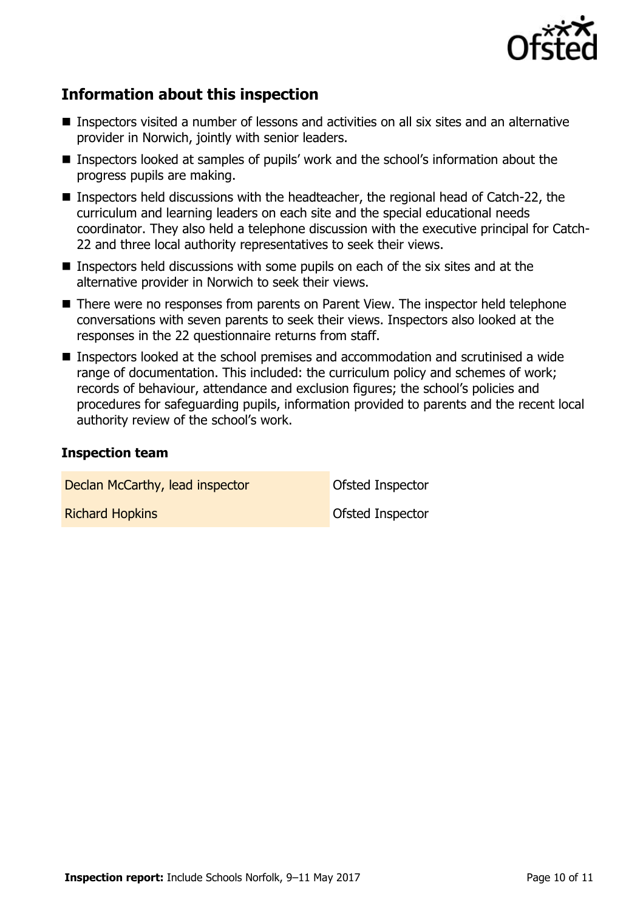## Information about this inspection

- Inspectors visited a number of lessons and activities on all six sites and an alternative provider in Norwich, jointly with senior leaders.
- Inspectors looked at samples of pupils' work and the school's information about the progress pupils are making.
- Inspectors held discussions with the headteacher, the regional head of Catch-22, the curriculum and learning leaders on each site and the special educational needs coordinator. They also held a telephone discussion with the executive principal for Catch-22 and three local authority representatives to seek their views.
- Inspectors held discussions with some pupils on each of the six sites and at the alternative provider in Norwich to seek their views.
- There were no responses from parents on Parent View. The inspector held telephone conversations with seven parents to seek their views. Inspectors also looked at the responses in the 22 questionnaire returns from staff.
- Inspectors looked at the school premises and accommodation and scrutinised a wide range of documentation. This included: the curriculum policy and schemes of work; records of behaviour, attendance and exclusion figures; the school's policies and procedures for safeguarding pupils, information provided to parents and the recent local authority review of the school's work.

### Inspection team

| | |
|---|---|
| Declan McCarthy, lead inspector | Ofsted Inspector |
| Richard Hopkins | Ofsted Inspector |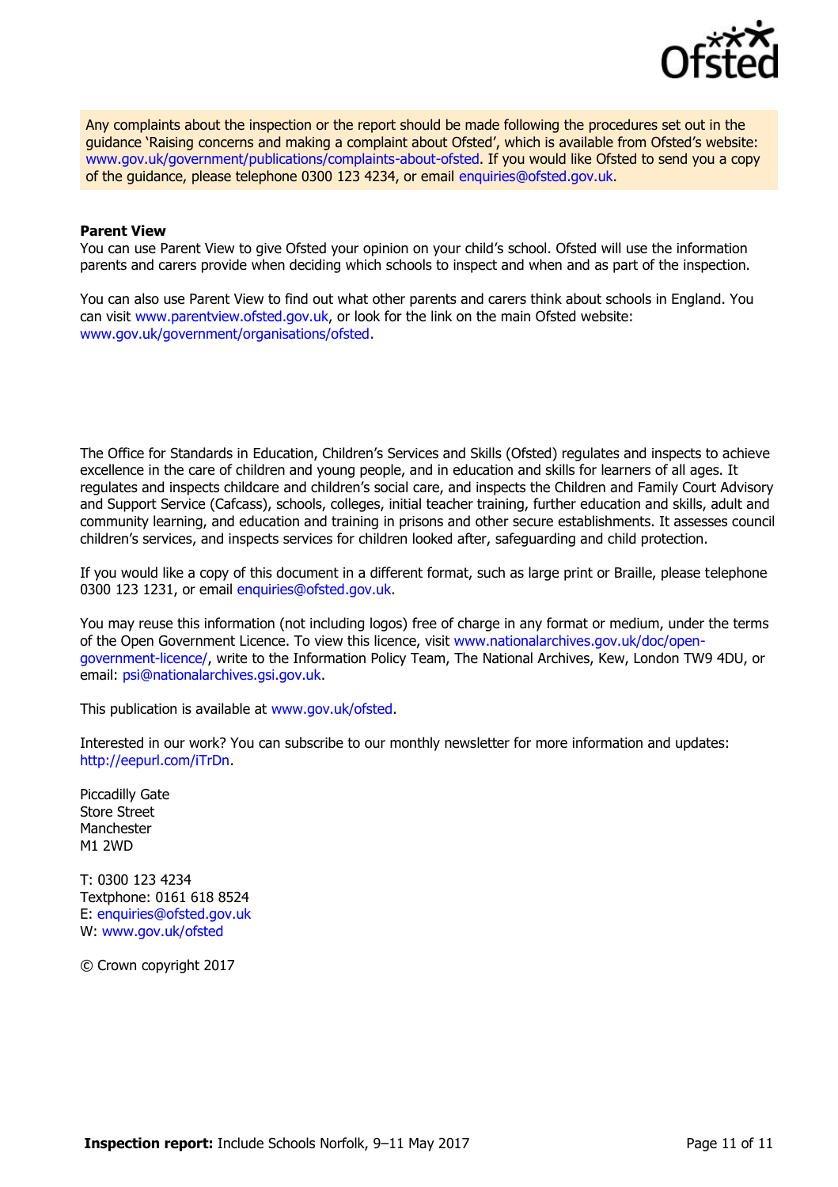Any complaints about the inspection or the report should be made following the procedures set out in the guidance 'Raising concerns and making a complaint about Ofsted', which is available from Ofsted's website: www.gov.uk/government/publications/complaints-about-ofsted. If you would like Ofsted to send you a copy of the guidance, please telephone 0300 123 4234, or email enquiries@ofsted.gov.uk.

**Parent View**

You can use Parent View to give Ofsted your opinion on your child's school. Ofsted will use the information parents and carers provide when deciding which schools to inspect and when and as part of the inspection.

You can also use Parent View to find out what other parents and carers think about schools in England. You can visit www.parentview.ofsted.gov.uk, or look for the link on the main Ofsted website: www.gov.uk/government/organisations/ofsted.

The Office for Standards in Education, Children's Services and Skills (Ofsted) regulates and inspects to achieve excellence in the care of children and young people, and in education and skills for learners of all ages. It regulates and inspects childcare and children's social care, and inspects the Children and Family Court Advisory and Support Service (Cafcass), schools, colleges, initial teacher training, further education and skills, adult and community learning, and education and training in prisons and other secure establishments. It assesses council children's services, and inspects services for children looked after, safeguarding and child protection.

If you would like a copy of this document in a different format, such as large print or Braille, please telephone 0300 123 1231, or email enquiries@ofsted.gov.uk.

You may reuse this information (not including logos) free of charge in any format or medium, under the terms of the Open Government Licence. To view this licence, visit www.nationalarchives.gov.uk/doc/open-government-licence/, write to the Information Policy Team, The National Archives, Kew, London TW9 4DU, or email: psi@nationalarchives.gsi.gov.uk.

This publication is available at www.gov.uk/ofsted.

Interested in our work? You can subscribe to our monthly newsletter for more information and updates: http://eepurl.com/iTrDn.

Piccadilly Gate
Store Street
Manchester
M1 2WD

T: 0300 123 4234
Textphone: 0161 618 8524
E: enquiries@ofsted.gov.uk
W: www.gov.uk/ofsted

© Crown copyright 2017